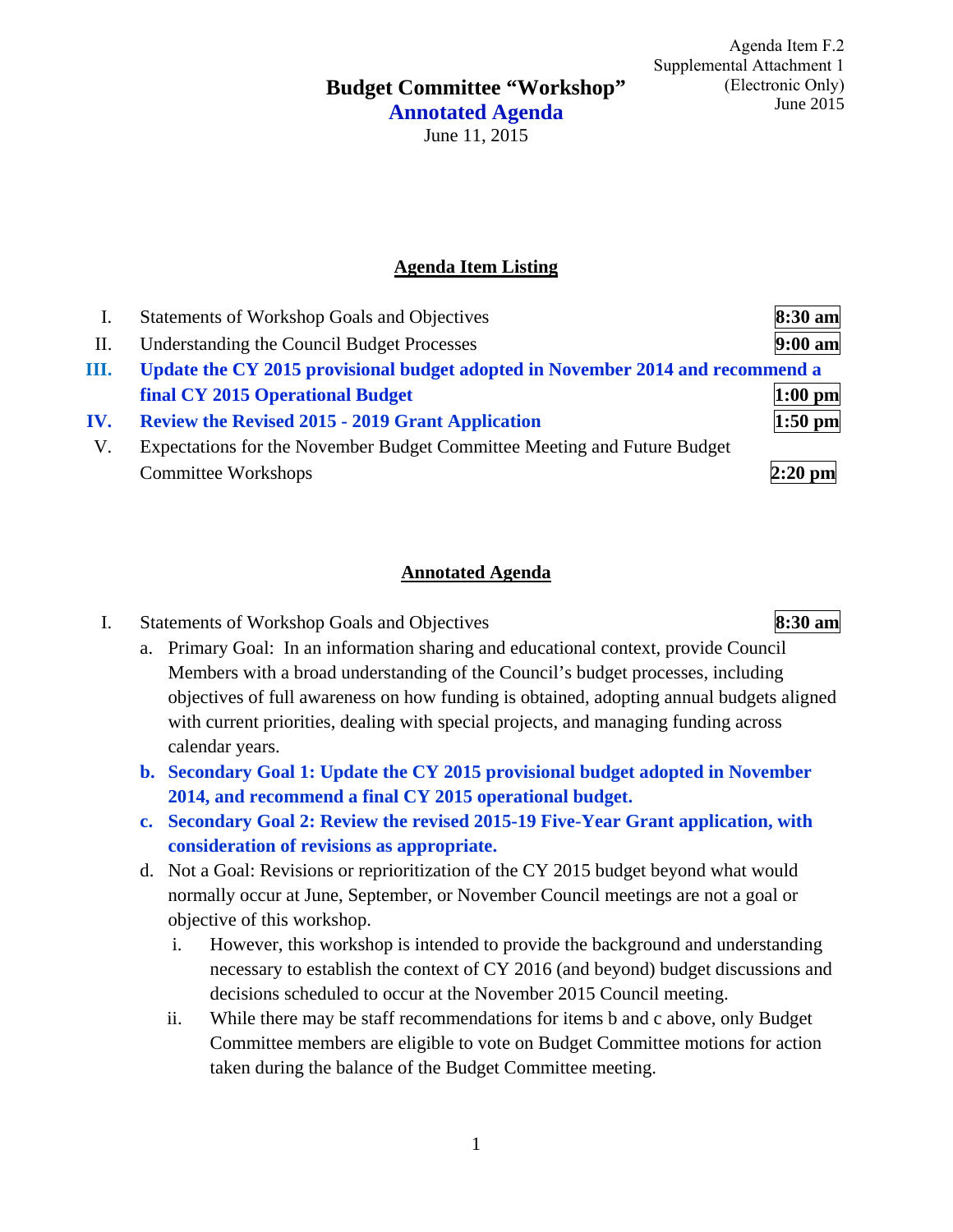Agenda Item F.2
Supplemental Attachment 1
(Electronic Only)
June 2015

# Budget Committee "Workshop"

## Annotated Agenda

June 11, 2015

## Agenda Item Listing

| | | |
|---|---|---|
| I. | Statements of Workshop Goals and Objectives | **8:30 am** |
| II. | Understanding the Council Budget Processes | **9:00 am** |
| **III.** | **Update the CY 2015 provisional budget adopted in November 2014 and recommend a final CY 2015 Operational Budget** | **1:00 pm** |
| **IV.** | **Review the Revised 2015 - 2019 Grant Application** | **1:50 pm** |
| V. | Expectations for the November Budget Committee Meeting and Future Budget Committee Workshops | **2:20 pm** |

## Annotated Agenda

I. Statements of Workshop Goals and Objectives **8:30 am**

a. Primary Goal: In an information sharing and educational context, provide Council Members with a broad understanding of the Council's budget processes, including objectives of full awareness on how funding is obtained, adopting annual budgets aligned with current priorities, dealing with special projects, and managing funding across calendar years.

**b. Secondary Goal 1: Update the CY 2015 provisional budget adopted in November 2014, and recommend a final CY 2015 operational budget.**

**c. Secondary Goal 2: Review the revised 2015-19 Five-Year Grant application, with consideration of revisions as appropriate.**

d. Not a Goal: Revisions or reprioritization of the CY 2015 budget beyond what would normally occur at June, September, or November Council meetings are not a goal or objective of this workshop.

  i. However, this workshop is intended to provide the background and understanding necessary to establish the context of CY 2016 (and beyond) budget discussions and decisions scheduled to occur at the November 2015 Council meeting.

  ii. While there may be staff recommendations for items b and c above, only Budget Committee members are eligible to vote on Budget Committee motions for action taken during the balance of the Budget Committee meeting.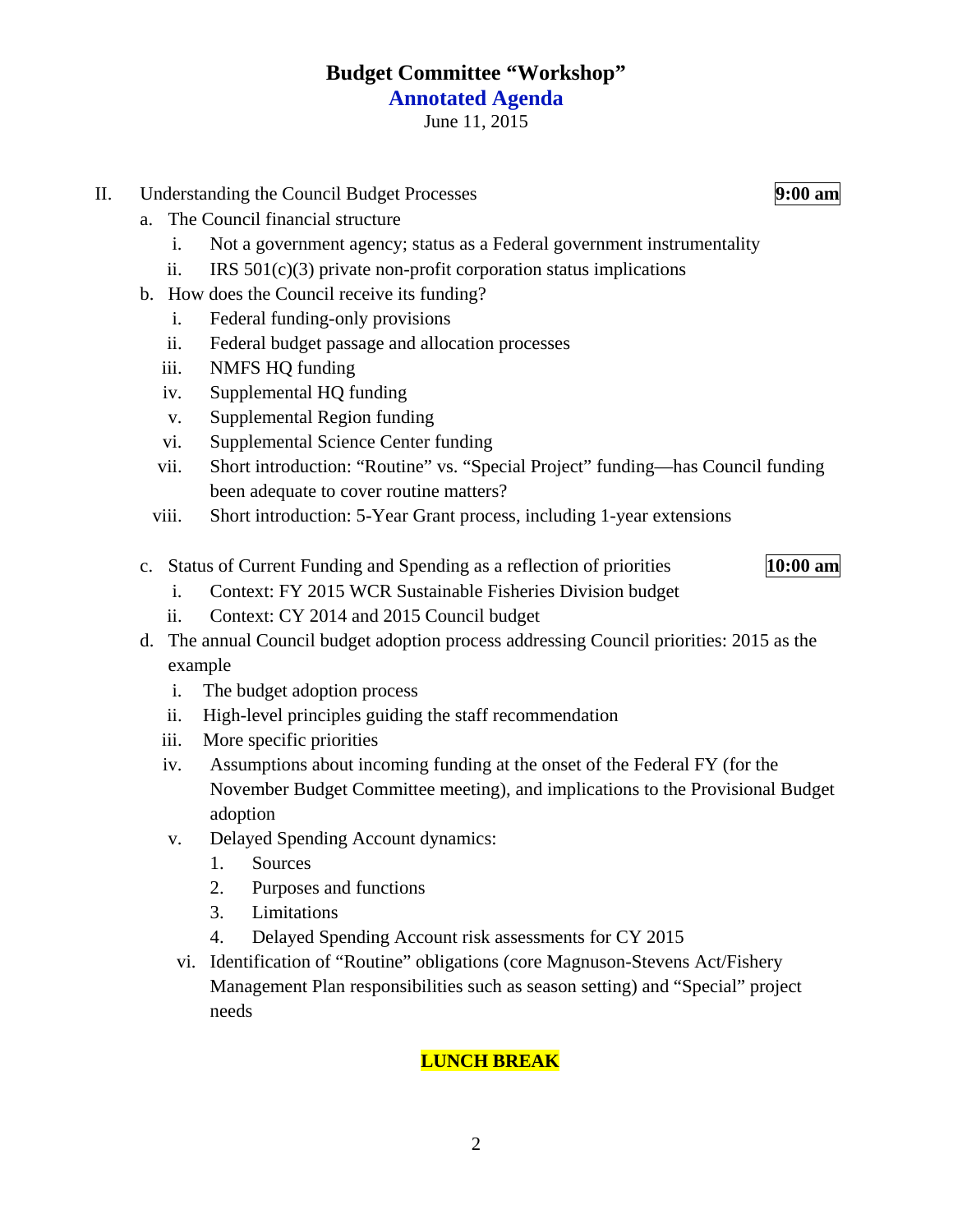# Budget Committee "Workshop"

## Annotated Agenda

June 11, 2015

II. Understanding the Council Budget Processes **9:00 am**

a. The Council financial structure

i. Not a government agency; status as a Federal government instrumentality

ii. IRS 501(c)(3) private non-profit corporation status implications

b. How does the Council receive its funding?

i. Federal funding-only provisions

ii. Federal budget passage and allocation processes

iii. NMFS HQ funding

iv. Supplemental HQ funding

v. Supplemental Region funding

vi. Supplemental Science Center funding

vii. Short introduction: "Routine" vs. "Special Project" funding—has Council funding been adequate to cover routine matters?

viii. Short introduction: 5-Year Grant process, including 1-year extensions

c. Status of Current Funding and Spending as a reflection of priorities **10:00 am**

i. Context: FY 2015 WCR Sustainable Fisheries Division budget

ii. Context: CY 2014 and 2015 Council budget

d. The annual Council budget adoption process addressing Council priorities: 2015 as the example

i. The budget adoption process

ii. High-level principles guiding the staff recommendation

iii. More specific priorities

iv. Assumptions about incoming funding at the onset of the Federal FY (for the November Budget Committee meeting), and implications to the Provisional Budget adoption

v. Delayed Spending Account dynamics:

1. Sources
2. Purposes and functions
3. Limitations
4. Delayed Spending Account risk assessments for CY 2015

vi. Identification of "Routine" obligations (core Magnuson-Stevens Act/Fishery Management Plan responsibilities such as season setting) and "Special" project needs

**LUNCH BREAK**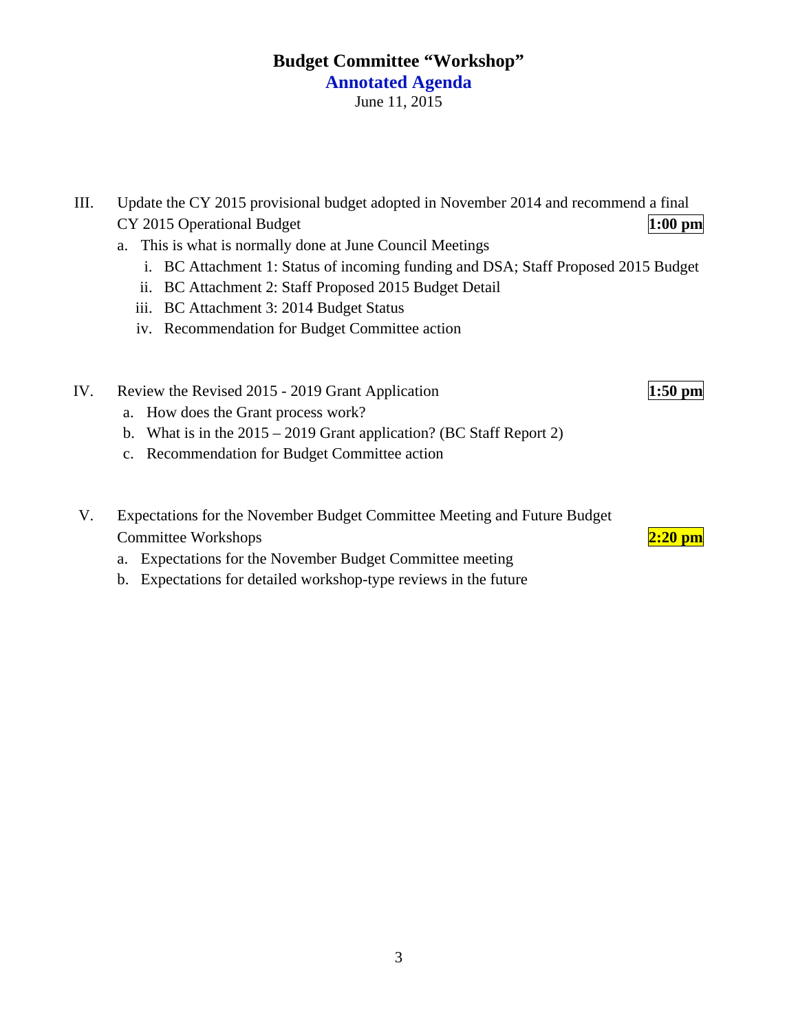# Budget Committee "Workshop"

## Annotated Agenda

June 11, 2015

III. Update the CY 2015 provisional budget adopted in November 2014 and recommend a final CY 2015 Operational Budget **1:00 pm**

   a. This is what is normally done at June Council Meetings
      i. BC Attachment 1: Status of incoming funding and DSA; Staff Proposed 2015 Budget
      ii. BC Attachment 2: Staff Proposed 2015 Budget Detail
      iii. BC Attachment 3: 2014 Budget Status
      iv. Recommendation for Budget Committee action

IV. Review the Revised 2015 - 2019 Grant Application **1:50 pm**

   a. How does the Grant process work?
   b. What is in the 2015 – 2019 Grant application? (BC Staff Report 2)
   c. Recommendation for Budget Committee action

V. Expectations for the November Budget Committee Meeting and Future Budget Committee Workshops **2:20 pm**

   a. Expectations for the November Budget Committee meeting
   b. Expectations for detailed workshop-type reviews in the future